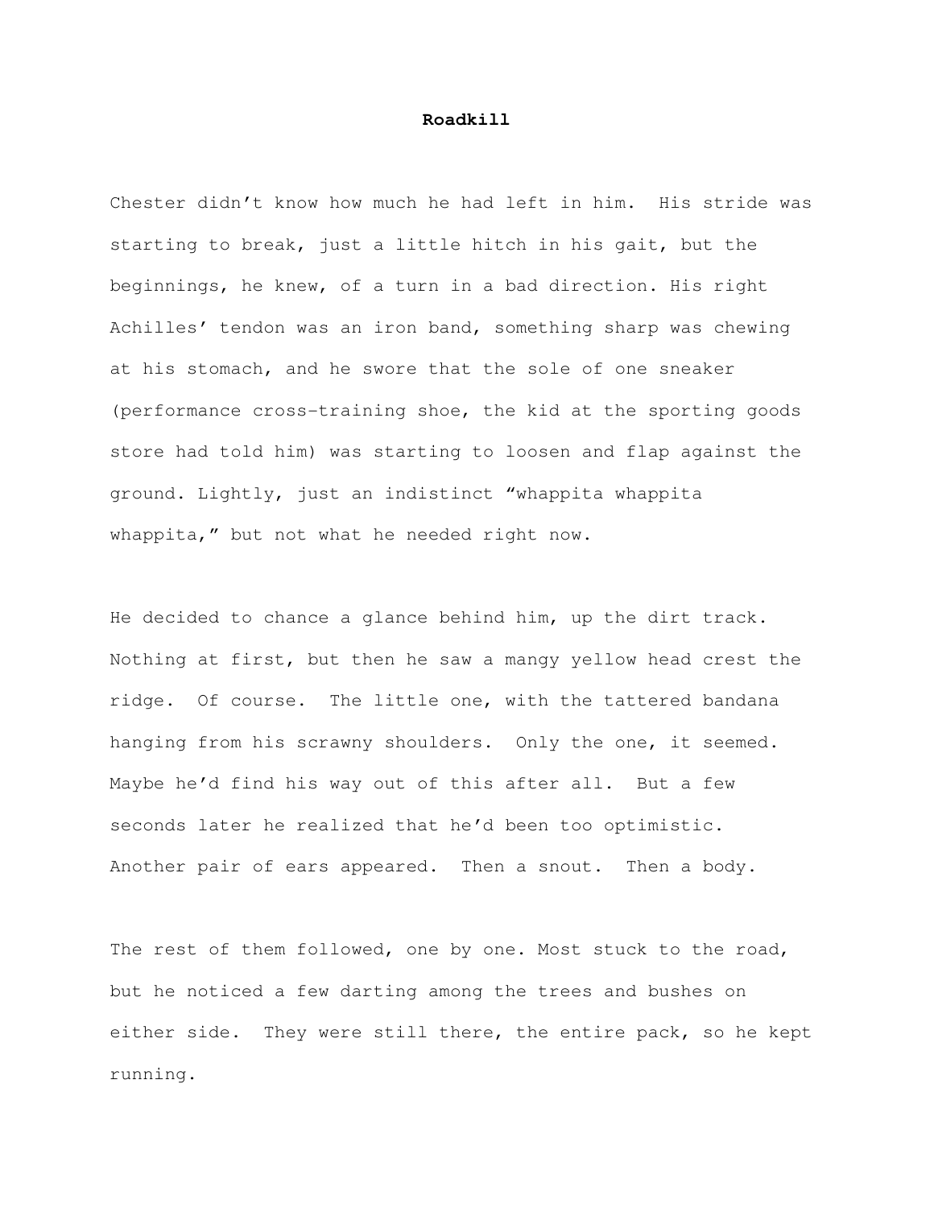# Roadkill

Chester didn't know how much he had left in him. His stride was starting to break, just a little hitch in his gait, but the beginnings, he knew, of a turn in a bad direction. His right Achilles' tendon was an iron band, something sharp was chewing at his stomach, and he swore that the sole of one sneaker (performance cross-training shoe, the kid at the sporting goods store had told him) was starting to loosen and flap against the ground. Lightly, just an indistinct "whappita whappita whappita," but not what he needed right now.

He decided to chance a glance behind him, up the dirt track. Nothing at first, but then he saw a mangy yellow head crest the ridge. Of course. The little one, with the tattered bandana hanging from his scrawny shoulders. Only the one, it seemed. Maybe he'd find his way out of this after all. But a few seconds later he realized that he'd been too optimistic. Another pair of ears appeared. Then a snout. Then a body.

The rest of them followed, one by one. Most stuck to the road, but he noticed a few darting among the trees and bushes on either side. They were still there, the entire pack, so he kept running.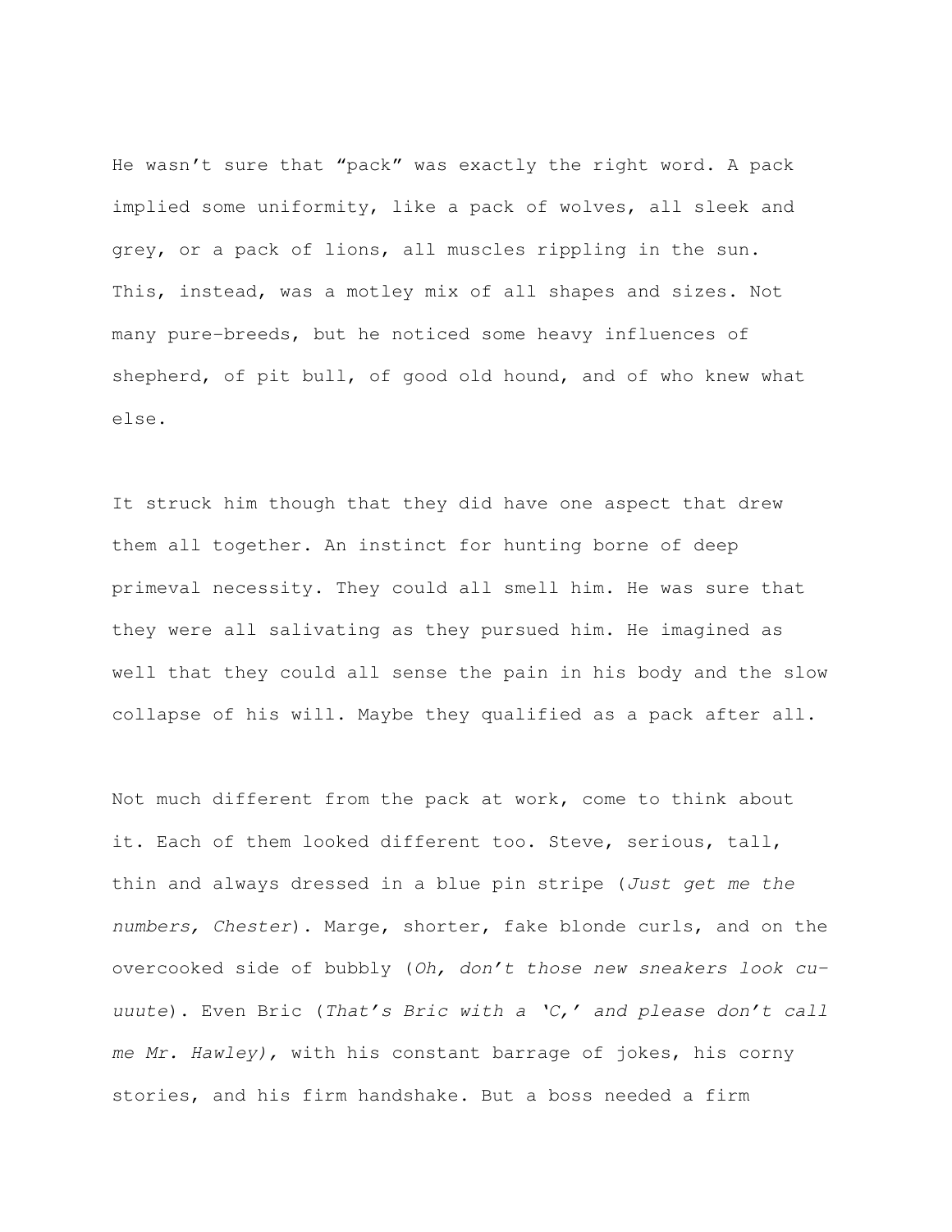He wasn't sure that "pack" was exactly the right word. A pack implied some uniformity, like a pack of wolves, all sleek and grey, or a pack of lions, all muscles rippling in the sun. This, instead, was a motley mix of all shapes and sizes. Not many pure-breeds, but he noticed some heavy influences of shepherd, of pit bull, of good old hound, and of who knew what else.

It struck him though that they did have one aspect that drew them all together. An instinct for hunting borne of deep primeval necessity. They could all smell him. He was sure that they were all salivating as they pursued him. He imagined as well that they could all sense the pain in his body and the slow collapse of his will. Maybe they qualified as a pack after all.

Not much different from the pack at work, come to think about it. Each of them looked different too. Steve, serious, tall, thin and always dressed in a blue pin stripe (*Just get me the numbers, Chester*). Marge, shorter, fake blonde curls, and on the overcooked side of bubbly (*Oh, don't those new sneakers look cu-uuute*). Even Bric (*That's Bric with a 'C,' and please don't call me Mr. Hawley)*, with his constant barrage of jokes, his corny stories, and his firm handshake. But a boss needed a firm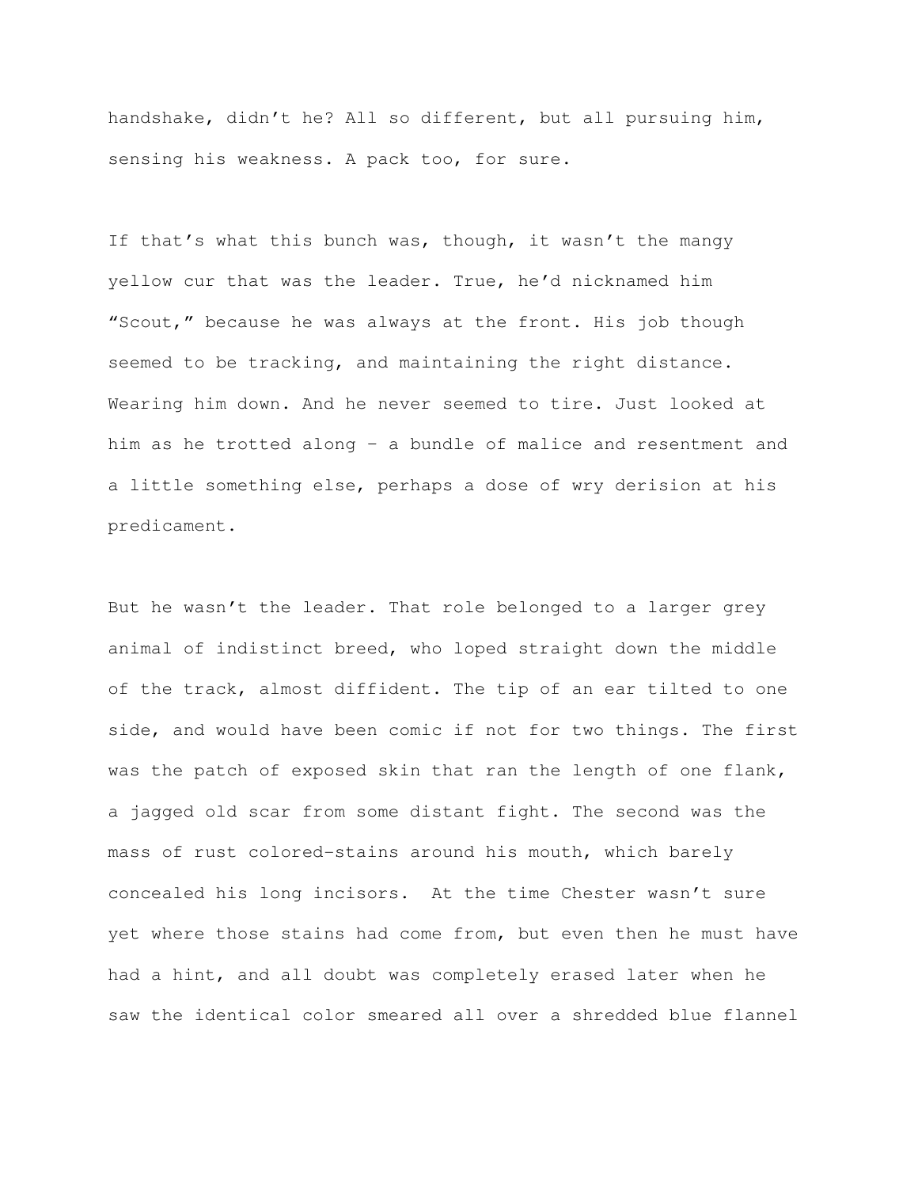handshake, didn't he? All so different, but all pursuing him, sensing his weakness. A pack too, for sure.

If that's what this bunch was, though, it wasn't the mangy yellow cur that was the leader. True, he'd nicknamed him "Scout," because he was always at the front. His job though seemed to be tracking, and maintaining the right distance. Wearing him down. And he never seemed to tire. Just looked at him as he trotted along – a bundle of malice and resentment and a little something else, perhaps a dose of wry derision at his predicament.

But he wasn't the leader. That role belonged to a larger grey animal of indistinct breed, who loped straight down the middle of the track, almost diffident. The tip of an ear tilted to one side, and would have been comic if not for two things. The first was the patch of exposed skin that ran the length of one flank, a jagged old scar from some distant fight. The second was the mass of rust colored-stains around his mouth, which barely concealed his long incisors. At the time Chester wasn't sure yet where those stains had come from, but even then he must have had a hint, and all doubt was completely erased later when he saw the identical color smeared all over a shredded blue flannel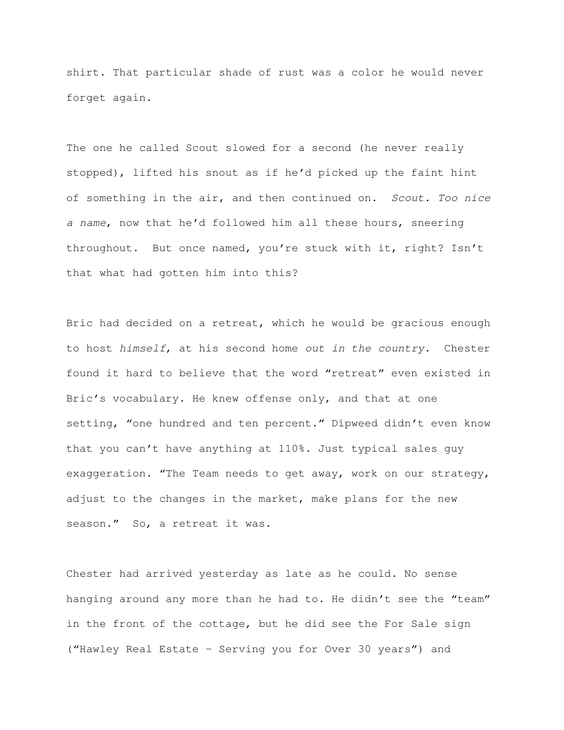shirt. That particular shade of rust was a color he would never forget again.

The one he called Scout slowed for a second (he never really stopped), lifted his snout as if he'd picked up the faint hint of something in the air, and then continued on. *Scout. Too nice a name*, now that he'd followed him all these hours, sneering throughout. But once named, you're stuck with it, right? Isn't that what had gotten him into this?

Bric had decided on a retreat, which he would be gracious enough to host *himself*, at his second home *out in the country*. Chester found it hard to believe that the word "retreat" even existed in Bric's vocabulary. He knew offense only, and that at one setting, "one hundred and ten percent." Dipweed didn't even know that you can't have anything at 110%. Just typical sales guy exaggeration. "The Team needs to get away, work on our strategy, adjust to the changes in the market, make plans for the new season." So, a retreat it was.

Chester had arrived yesterday as late as he could. No sense hanging around any more than he had to. He didn't see the "team" in the front of the cottage, but he did see the For Sale sign ("Hawley Real Estate – Serving you for Over 30 years") and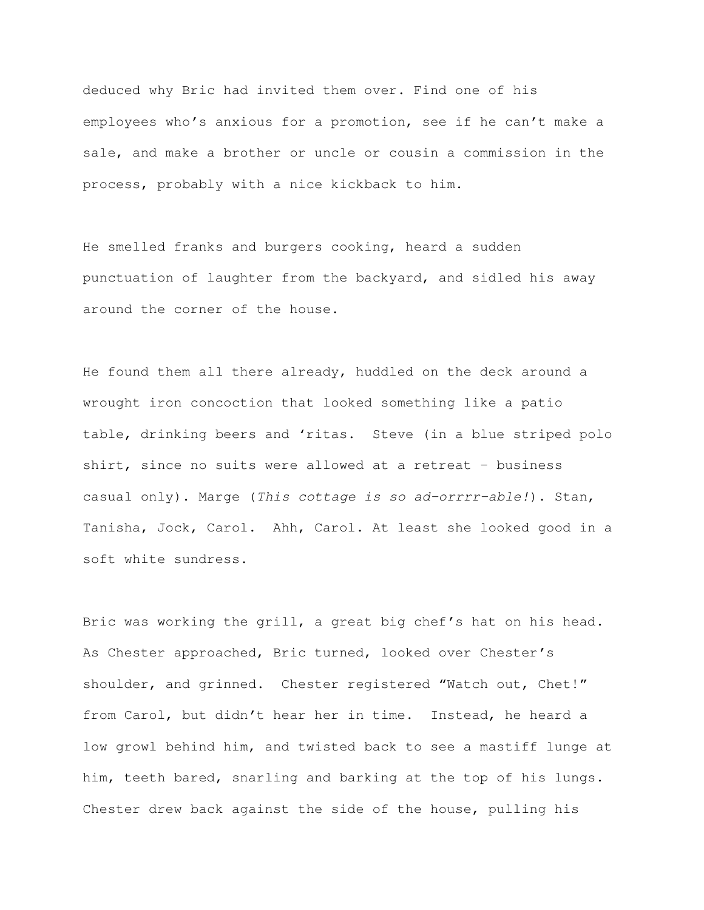deduced why Bric had invited them over. Find one of his employees who's anxious for a promotion, see if he can't make a sale, and make a brother or uncle or cousin a commission in the process, probably with a nice kickback to him.

He smelled franks and burgers cooking, heard a sudden punctuation of laughter from the backyard, and sidled his away around the corner of the house.

He found them all there already, huddled on the deck around a wrought iron concoction that looked something like a patio table, drinking beers and 'ritas. Steve (in a blue striped polo shirt, since no suits were allowed at a retreat – business casual only). Marge (*This cottage is so ad-orrrr-able!*). Stan, Tanisha, Jock, Carol. Ahh, Carol. At least she looked good in a soft white sundress.

Bric was working the grill, a great big chef's hat on his head. As Chester approached, Bric turned, looked over Chester's shoulder, and grinned. Chester registered "Watch out, Chet!" from Carol, but didn't hear her in time. Instead, he heard a low growl behind him, and twisted back to see a mastiff lunge at him, teeth bared, snarling and barking at the top of his lungs. Chester drew back against the side of the house, pulling his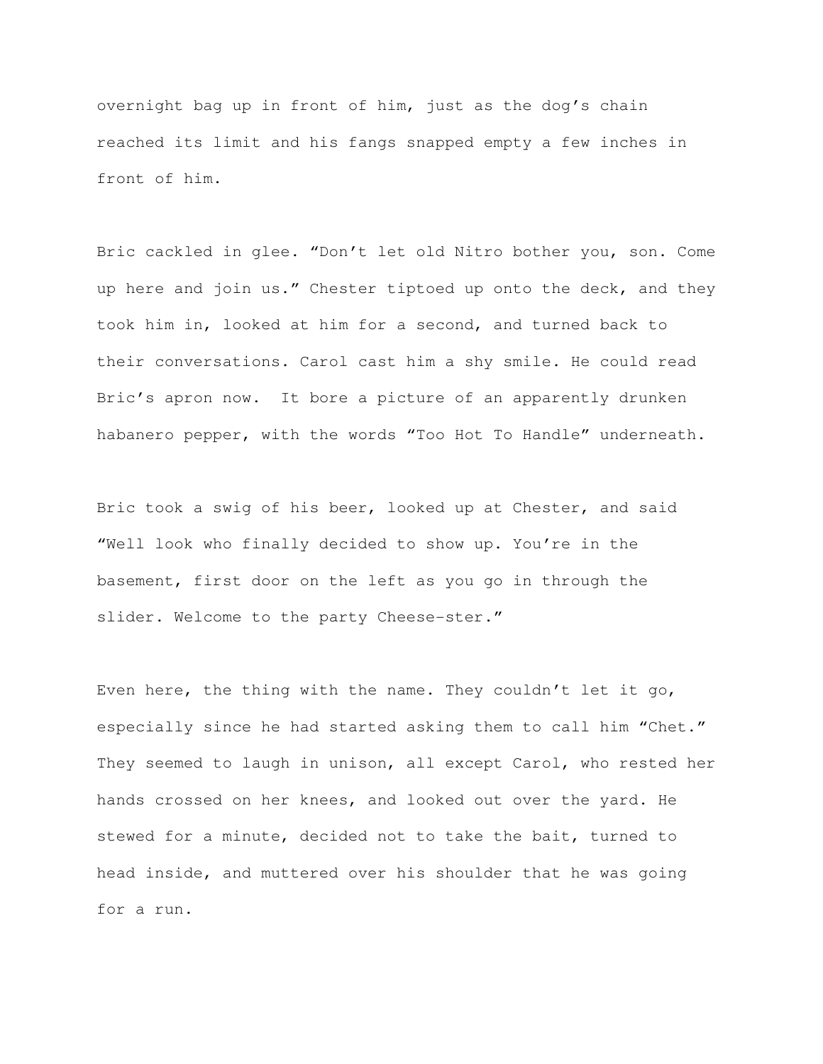overnight bag up in front of him, just as the dog's chain reached its limit and his fangs snapped empty a few inches in front of him.

Bric cackled in glee. "Don't let old Nitro bother you, son. Come up here and join us." Chester tiptoed up onto the deck, and they took him in, looked at him for a second, and turned back to their conversations. Carol cast him a shy smile. He could read Bric's apron now.  It bore a picture of an apparently drunken habanero pepper, with the words "Too Hot To Handle" underneath.

Bric took a swig of his beer, looked up at Chester, and said "Well look who finally decided to show up. You're in the basement, first door on the left as you go in through the slider. Welcome to the party Cheese-ster."

Even here, the thing with the name. They couldn't let it go, especially since he had started asking them to call him "Chet." They seemed to laugh in unison, all except Carol, who rested her hands crossed on her knees, and looked out over the yard. He stewed for a minute, decided not to take the bait, turned to head inside, and muttered over his shoulder that he was going for a run.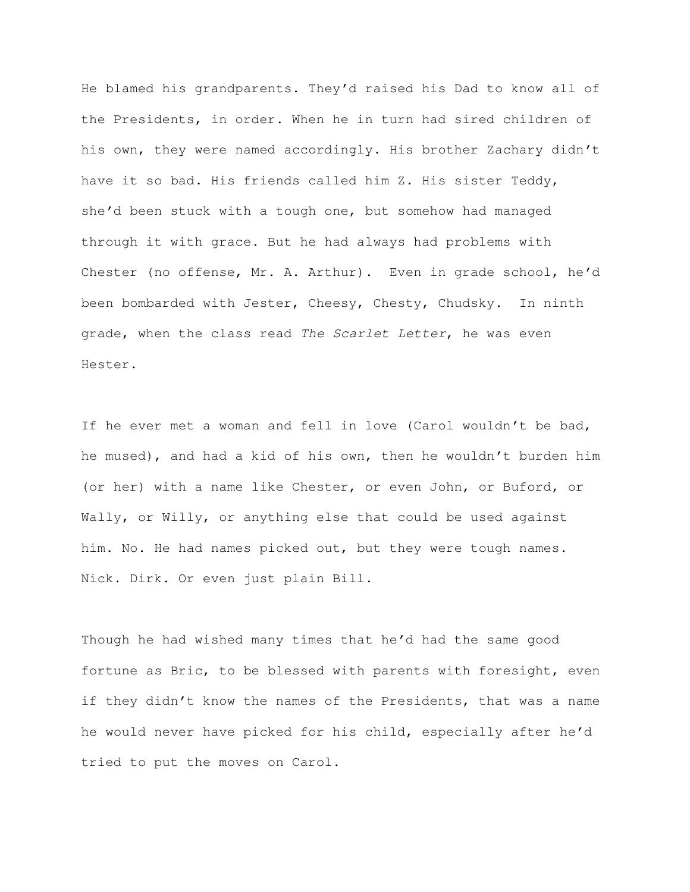He blamed his grandparents. They'd raised his Dad to know all of the Presidents, in order. When he in turn had sired children of his own, they were named accordingly. His brother Zachary didn't have it so bad. His friends called him Z. His sister Teddy, she'd been stuck with a tough one, but somehow had managed through it with grace. But he had always had problems with Chester (no offense, Mr. A. Arthur). Even in grade school, he'd been bombarded with Jester, Cheesy, Chesty, Chudsky. In ninth grade, when the class read *The Scarlet Letter*, he was even Hester.

If he ever met a woman and fell in love (Carol wouldn't be bad, he mused), and had a kid of his own, then he wouldn't burden him (or her) with a name like Chester, or even John, or Buford, or Wally, or Willy, or anything else that could be used against him. No. He had names picked out, but they were tough names. Nick. Dirk. Or even just plain Bill.

Though he had wished many times that he'd had the same good fortune as Bric, to be blessed with parents with foresight, even if they didn't know the names of the Presidents, that was a name he would never have picked for his child, especially after he'd tried to put the moves on Carol.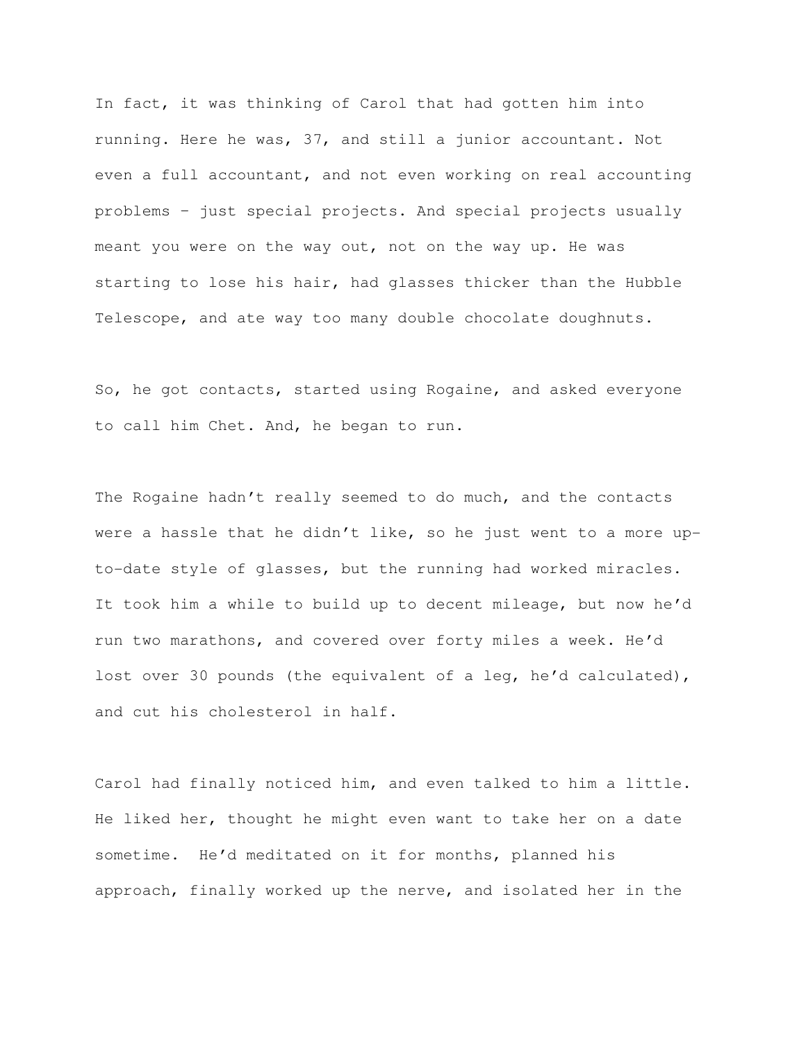In fact, it was thinking of Carol that had gotten him into running. Here he was, 37, and still a junior accountant. Not even a full accountant, and not even working on real accounting problems – just special projects. And special projects usually meant you were on the way out, not on the way up. He was starting to lose his hair, had glasses thicker than the Hubble Telescope, and ate way too many double chocolate doughnuts.

So, he got contacts, started using Rogaine, and asked everyone to call him Chet. And, he began to run.

The Rogaine hadn't really seemed to do much, and the contacts were a hassle that he didn't like, so he just went to a more up-to-date style of glasses, but the running had worked miracles. It took him a while to build up to decent mileage, but now he'd run two marathons, and covered over forty miles a week. He'd lost over 30 pounds (the equivalent of a leg, he'd calculated), and cut his cholesterol in half.

Carol had finally noticed him, and even talked to him a little. He liked her, thought he might even want to take her on a date sometime. He'd meditated on it for months, planned his approach, finally worked up the nerve, and isolated her in the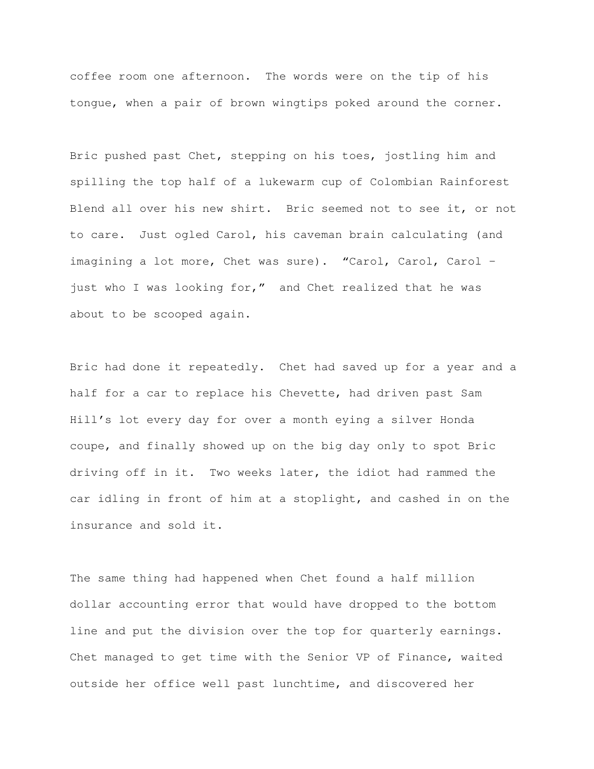coffee room one afternoon. The words were on the tip of his tongue, when a pair of brown wingtips poked around the corner.

Bric pushed past Chet, stepping on his toes, jostling him and spilling the top half of a lukewarm cup of Colombian Rainforest Blend all over his new shirt. Bric seemed not to see it, or not to care. Just ogled Carol, his caveman brain calculating (and imagining a lot more, Chet was sure). "Carol, Carol, Carol – just who I was looking for," and Chet realized that he was about to be scooped again.

Bric had done it repeatedly. Chet had saved up for a year and a half for a car to replace his Chevette, had driven past Sam Hill's lot every day for over a month eying a silver Honda coupe, and finally showed up on the big day only to spot Bric driving off in it. Two weeks later, the idiot had rammed the car idling in front of him at a stoplight, and cashed in on the insurance and sold it.

The same thing had happened when Chet found a half million dollar accounting error that would have dropped to the bottom line and put the division over the top for quarterly earnings. Chet managed to get time with the Senior VP of Finance, waited outside her office well past lunchtime, and discovered her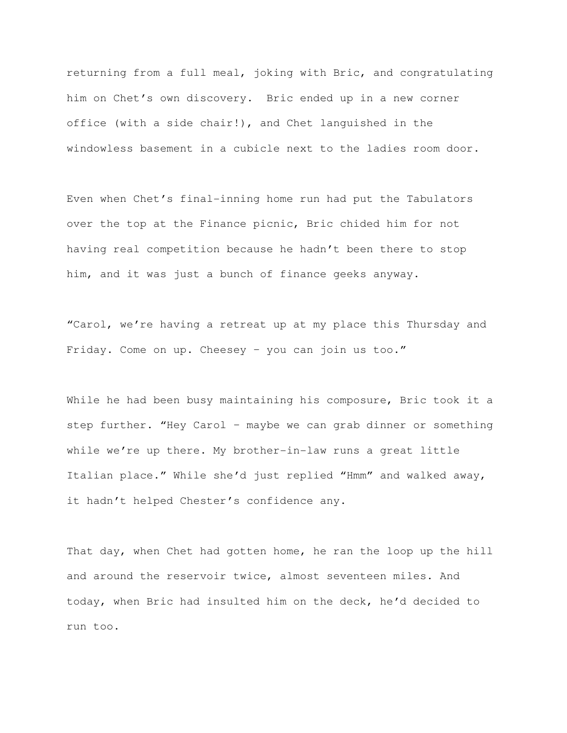returning from a full meal, joking with Bric, and congratulating him on Chet's own discovery.  Bric ended up in a new corner office (with a side chair!), and Chet languished in the windowless basement in a cubicle next to the ladies room door.

Even when Chet's final-inning home run had put the Tabulators over the top at the Finance picnic, Bric chided him for not having real competition because he hadn't been there to stop him, and it was just a bunch of finance geeks anyway.

"Carol, we're having a retreat up at my place this Thursday and Friday. Come on up. Cheesey – you can join us too."

While he had been busy maintaining his composure, Bric took it a step further. "Hey Carol – maybe we can grab dinner or something while we're up there. My brother-in-law runs a great little Italian place." While she'd just replied "Hmm" and walked away, it hadn't helped Chester's confidence any.

That day, when Chet had gotten home, he ran the loop up the hill and around the reservoir twice, almost seventeen miles. And today, when Bric had insulted him on the deck, he'd decided to run too.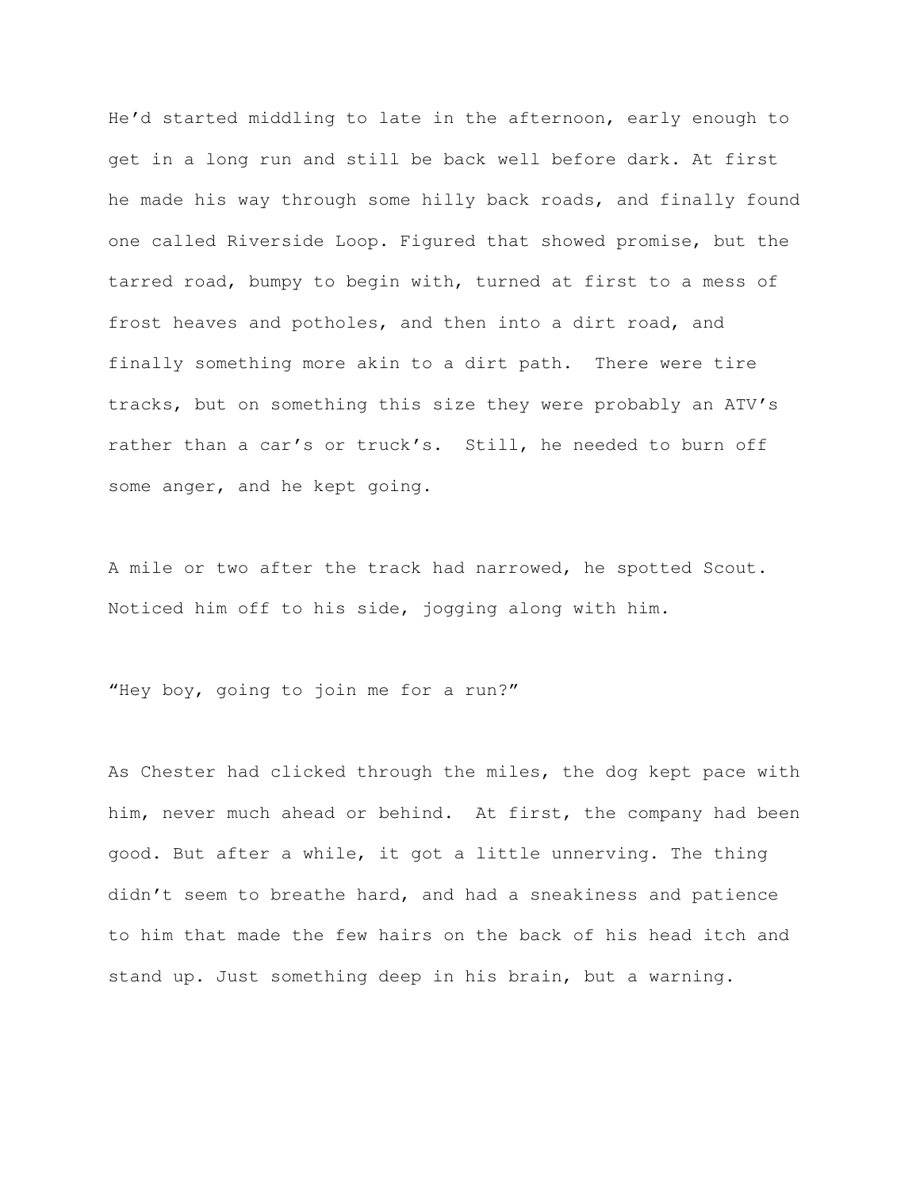He'd started middling to late in the afternoon, early enough to get in a long run and still be back well before dark. At first he made his way through some hilly back roads, and finally found one called Riverside Loop. Figured that showed promise, but the tarred road, bumpy to begin with, turned at first to a mess of frost heaves and potholes, and then into a dirt road, and finally something more akin to a dirt path. There were tire tracks, but on something this size they were probably an ATV's rather than a car's or truck's. Still, he needed to burn off some anger, and he kept going.

A mile or two after the track had narrowed, he spotted Scout. Noticed him off to his side, jogging along with him.

"Hey boy, going to join me for a run?"

As Chester had clicked through the miles, the dog kept pace with him, never much ahead or behind. At first, the company had been good. But after a while, it got a little unnerving. The thing didn't seem to breathe hard, and had a sneakiness and patience to him that made the few hairs on the back of his head itch and stand up. Just something deep in his brain, but a warning.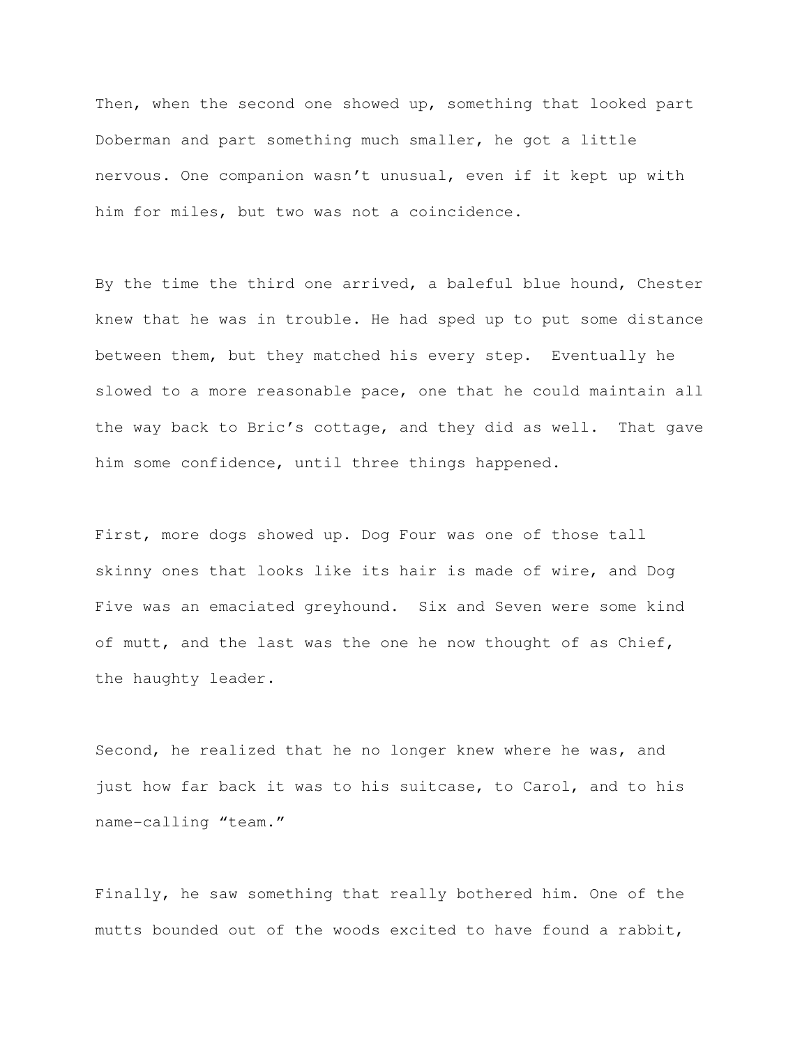Then, when the second one showed up, something that looked part Doberman and part something much smaller, he got a little nervous. One companion wasn't unusual, even if it kept up with him for miles, but two was not a coincidence.

By the time the third one arrived, a baleful blue hound, Chester knew that he was in trouble. He had sped up to put some distance between them, but they matched his every step. Eventually he slowed to a more reasonable pace, one that he could maintain all the way back to Bric's cottage, and they did as well. That gave him some confidence, until three things happened.

First, more dogs showed up. Dog Four was one of those tall skinny ones that looks like its hair is made of wire, and Dog Five was an emaciated greyhound. Six and Seven were some kind of mutt, and the last was the one he now thought of as Chief, the haughty leader.

Second, he realized that he no longer knew where he was, and just how far back it was to his suitcase, to Carol, and to his name-calling "team."

Finally, he saw something that really bothered him. One of the mutts bounded out of the woods excited to have found a rabbit,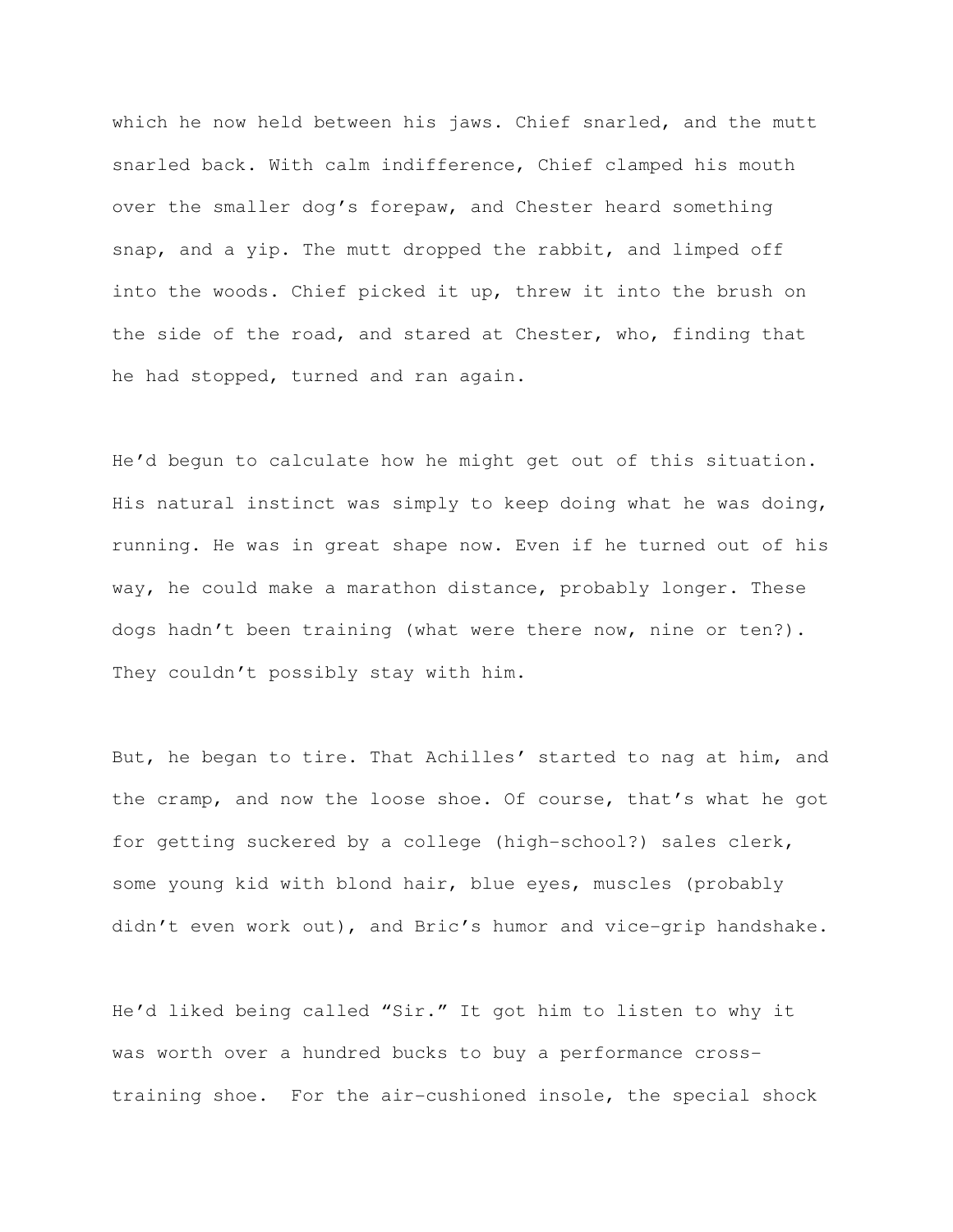which he now held between his jaws. Chief snarled, and the mutt snarled back. With calm indifference, Chief clamped his mouth over the smaller dog's forepaw, and Chester heard something snap, and a yip. The mutt dropped the rabbit, and limped off into the woods. Chief picked it up, threw it into the brush on the side of the road, and stared at Chester, who, finding that he had stopped, turned and ran again.

He'd begun to calculate how he might get out of this situation. His natural instinct was simply to keep doing what he was doing, running. He was in great shape now. Even if he turned out of his way, he could make a marathon distance, probably longer. These dogs hadn't been training (what were there now, nine or ten?). They couldn't possibly stay with him.

But, he began to tire. That Achilles' started to nag at him, and the cramp, and now the loose shoe. Of course, that's what he got for getting suckered by a college (high-school?) sales clerk, some young kid with blond hair, blue eyes, muscles (probably didn't even work out), and Bric's humor and vice-grip handshake.

He'd liked being called "Sir." It got him to listen to why it was worth over a hundred bucks to buy a performance cross-training shoe. For the air-cushioned insole, the special shock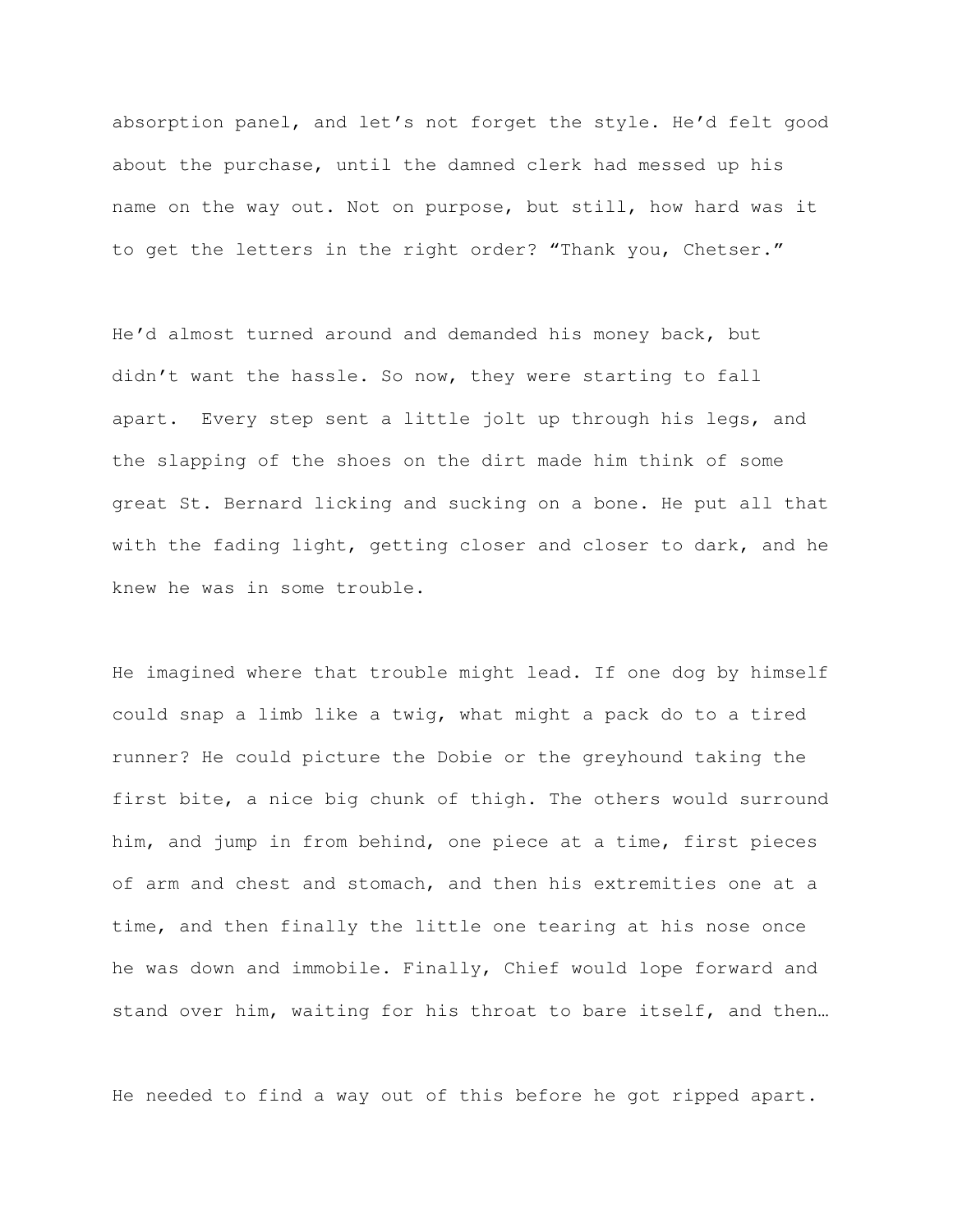absorption panel, and let's not forget the style. He'd felt good about the purchase, until the damned clerk had messed up his name on the way out. Not on purpose, but still, how hard was it to get the letters in the right order? "Thank you, Chetser."

He'd almost turned around and demanded his money back, but didn't want the hassle. So now, they were starting to fall apart. Every step sent a little jolt up through his legs, and the slapping of the shoes on the dirt made him think of some great St. Bernard licking and sucking on a bone. He put all that with the fading light, getting closer and closer to dark, and he knew he was in some trouble.

He imagined where that trouble might lead. If one dog by himself could snap a limb like a twig, what might a pack do to a tired runner? He could picture the Dobie or the greyhound taking the first bite, a nice big chunk of thigh. The others would surround him, and jump in from behind, one piece at a time, first pieces of arm and chest and stomach, and then his extremities one at a time, and then finally the little one tearing at his nose once he was down and immobile. Finally, Chief would lope forward and stand over him, waiting for his throat to bare itself, and then…

He needed to find a way out of this before he got ripped apart.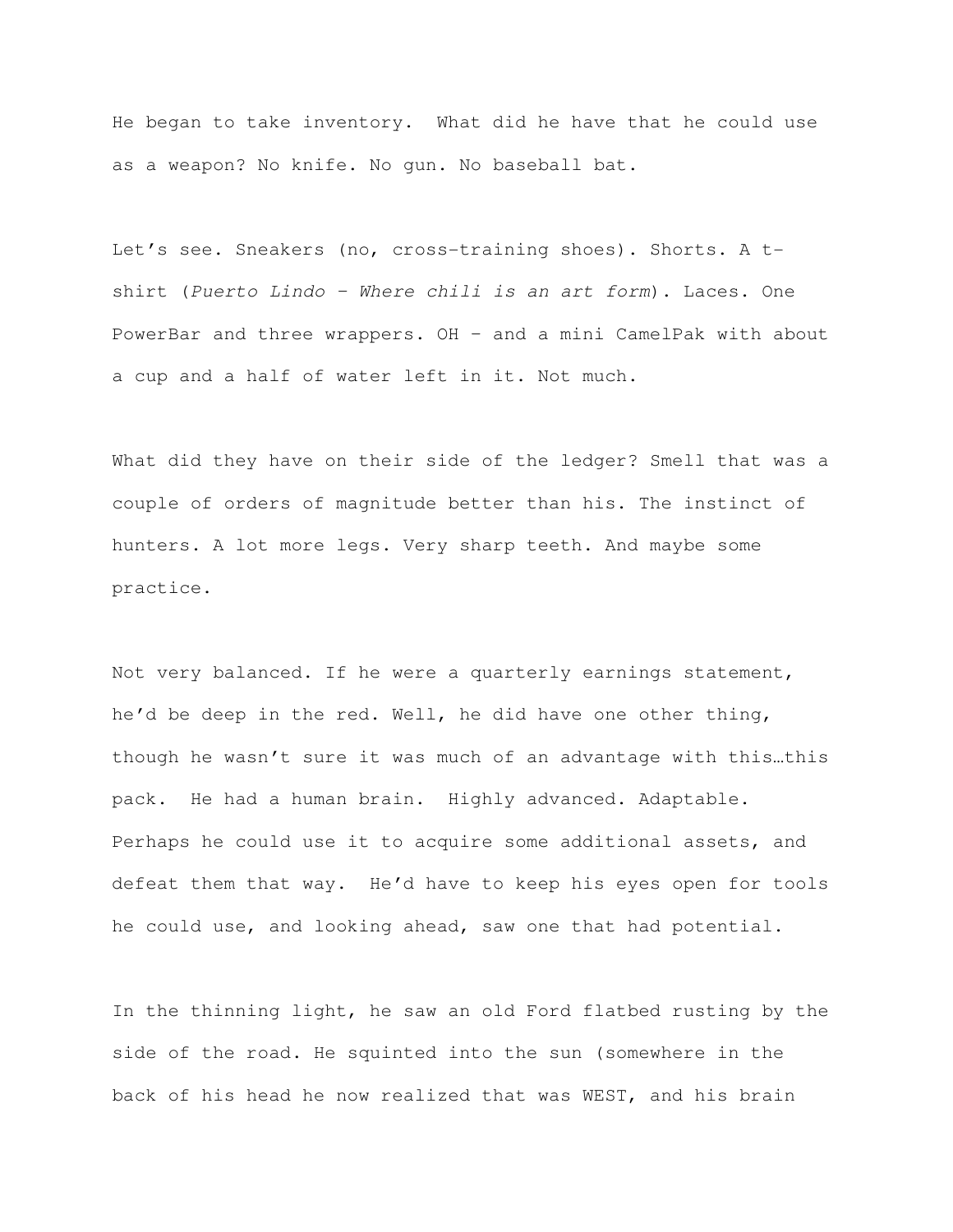He began to take inventory. What did he have that he could use as a weapon? No knife. No gun. No baseball bat.

Let's see. Sneakers (no, cross-training shoes). Shorts. A t-shirt (*Puerto Lindo – Where chili is an art form*). Laces. One PowerBar and three wrappers. OH – and a mini CamelPak with about a cup and a half of water left in it. Not much.

What did they have on their side of the ledger? Smell that was a couple of orders of magnitude better than his. The instinct of hunters. A lot more legs. Very sharp teeth. And maybe some practice.

Not very balanced. If he were a quarterly earnings statement, he'd be deep in the red. Well, he did have one other thing, though he wasn't sure it was much of an advantage with this…this pack. He had a human brain. Highly advanced. Adaptable. Perhaps he could use it to acquire some additional assets, and defeat them that way. He'd have to keep his eyes open for tools he could use, and looking ahead, saw one that had potential.

In the thinning light, he saw an old Ford flatbed rusting by the side of the road. He squinted into the sun (somewhere in the back of his head he now realized that was WEST, and his brain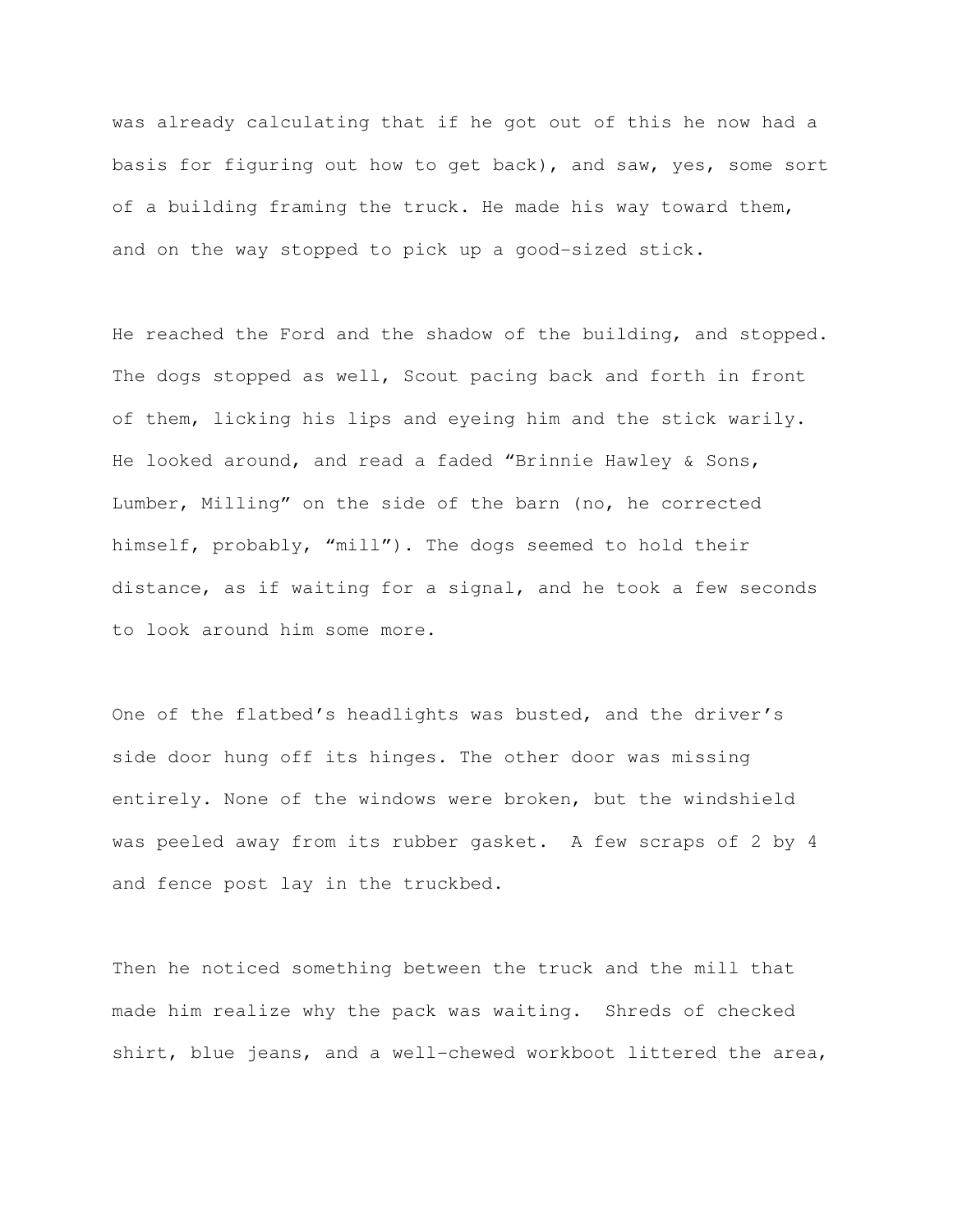was already calculating that if he got out of this he now had a basis for figuring out how to get back), and saw, yes, some sort of a building framing the truck. He made his way toward them, and on the way stopped to pick up a good-sized stick.

He reached the Ford and the shadow of the building, and stopped. The dogs stopped as well, Scout pacing back and forth in front of them, licking his lips and eyeing him and the stick warily. He looked around, and read a faded "Brinnie Hawley & Sons, Lumber, Milling" on the side of the barn (no, he corrected himself, probably, "mill"). The dogs seemed to hold their distance, as if waiting for a signal, and he took a few seconds to look around him some more.

One of the flatbed's headlights was busted, and the driver's side door hung off its hinges. The other door was missing entirely. None of the windows were broken, but the windshield was peeled away from its rubber gasket. A few scraps of 2 by 4 and fence post lay in the truckbed.

Then he noticed something between the truck and the mill that made him realize why the pack was waiting. Shreds of checked shirt, blue jeans, and a well-chewed workboot littered the area,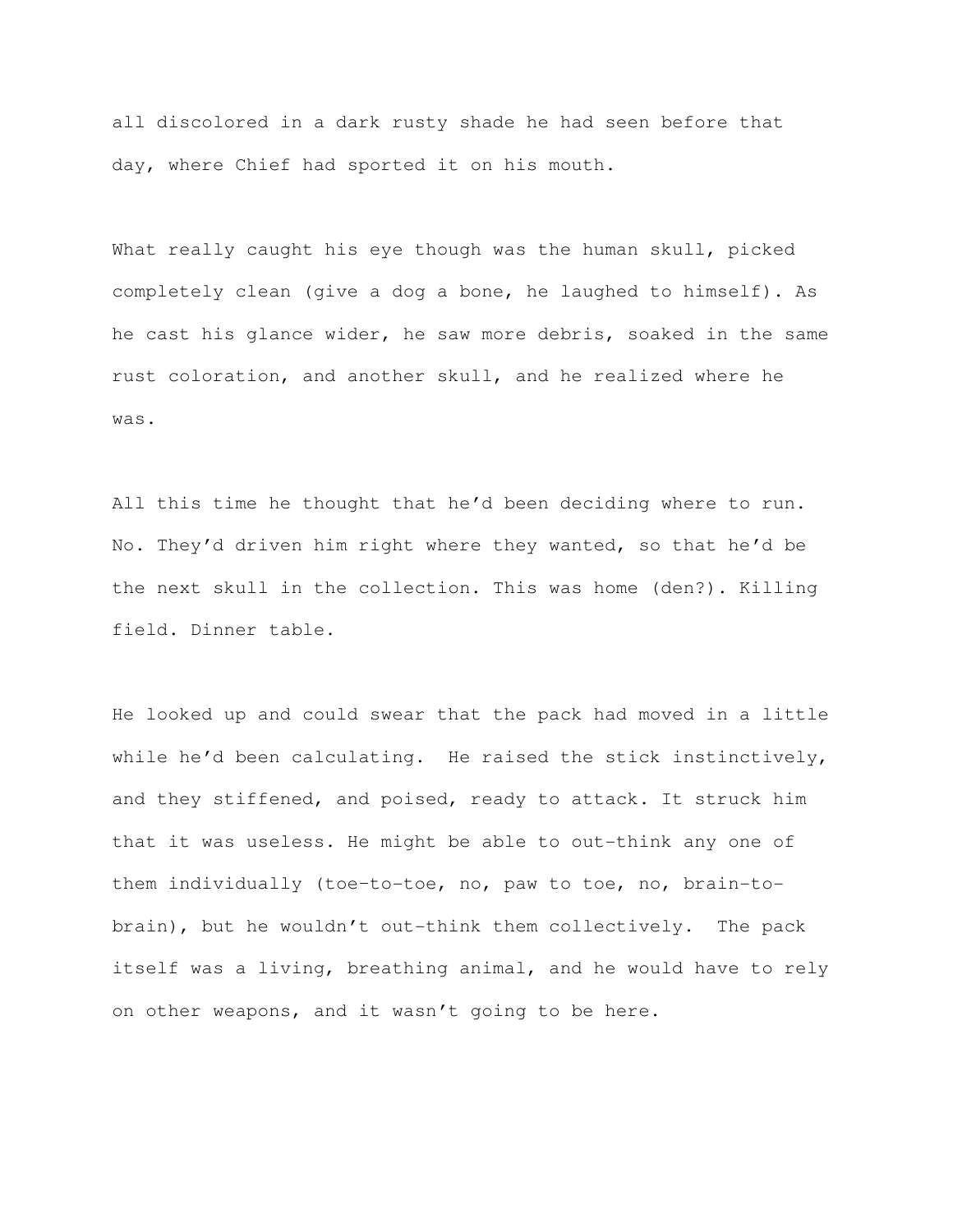all discolored in a dark rusty shade he had seen before that day, where Chief had sported it on his mouth.

What really caught his eye though was the human skull, picked completely clean (give a dog a bone, he laughed to himself). As he cast his glance wider, he saw more debris, soaked in the same rust coloration, and another skull, and he realized where he was.

All this time he thought that he'd been deciding where to run. No. They'd driven him right where they wanted, so that he'd be the next skull in the collection. This was home (den?). Killing field. Dinner table.

He looked up and could swear that the pack had moved in a little while he'd been calculating. He raised the stick instinctively, and they stiffened, and poised, ready to attack. It struck him that it was useless. He might be able to out-think any one of them individually (toe-to-toe, no, paw to toe, no, brain-to-brain), but he wouldn't out-think them collectively. The pack itself was a living, breathing animal, and he would have to rely on other weapons, and it wasn't going to be here.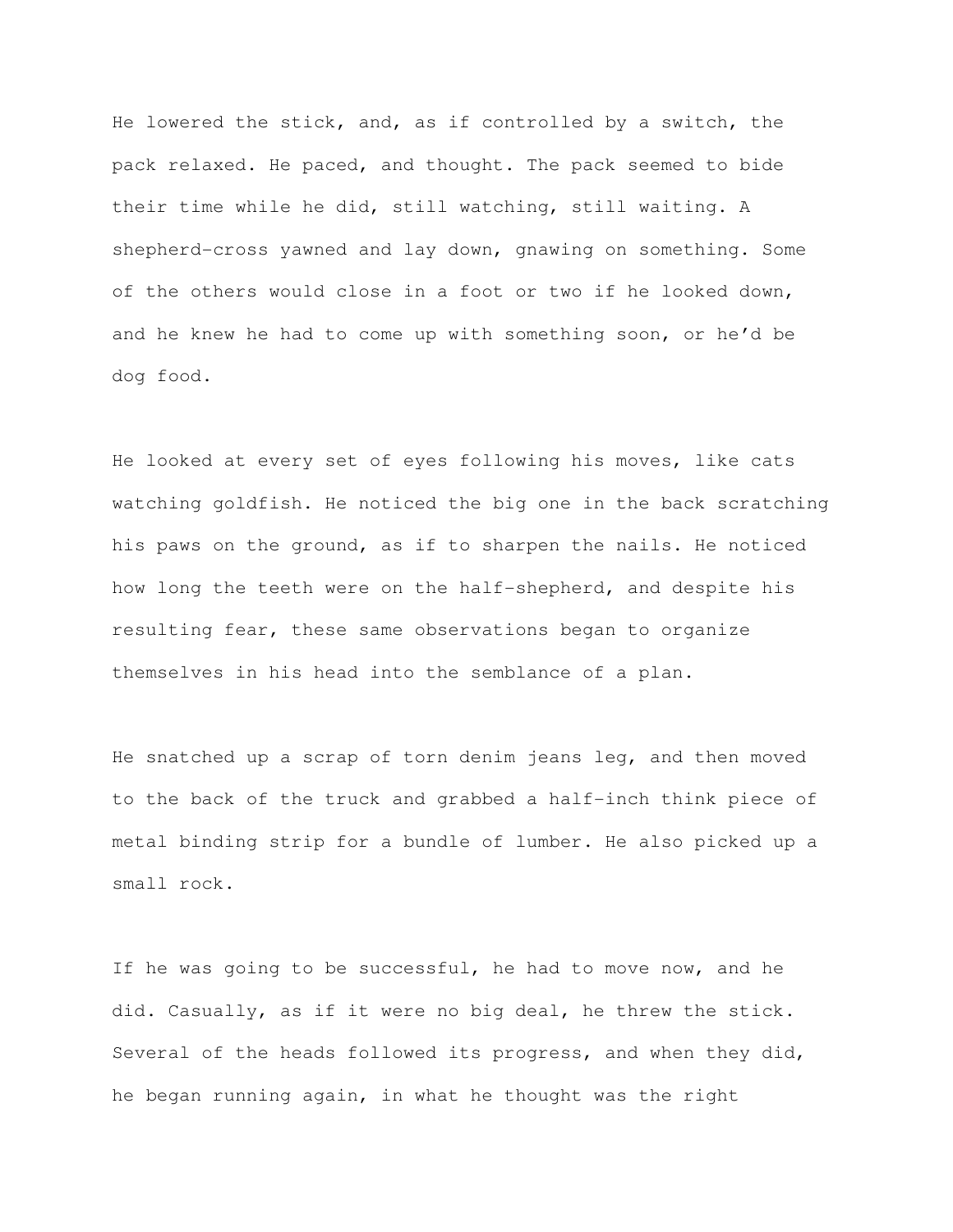He lowered the stick, and, as if controlled by a switch, the pack relaxed. He paced, and thought. The pack seemed to bide their time while he did, still watching, still waiting. A shepherd-cross yawned and lay down, gnawing on something. Some of the others would close in a foot or two if he looked down, and he knew he had to come up with something soon, or he'd be dog food.

He looked at every set of eyes following his moves, like cats watching goldfish. He noticed the big one in the back scratching his paws on the ground, as if to sharpen the nails. He noticed how long the teeth were on the half-shepherd, and despite his resulting fear, these same observations began to organize themselves in his head into the semblance of a plan.

He snatched up a scrap of torn denim jeans leg, and then moved to the back of the truck and grabbed a half-inch think piece of metal binding strip for a bundle of lumber. He also picked up a small rock.

If he was going to be successful, he had to move now, and he did. Casually, as if it were no big deal, he threw the stick. Several of the heads followed its progress, and when they did, he began running again, in what he thought was the right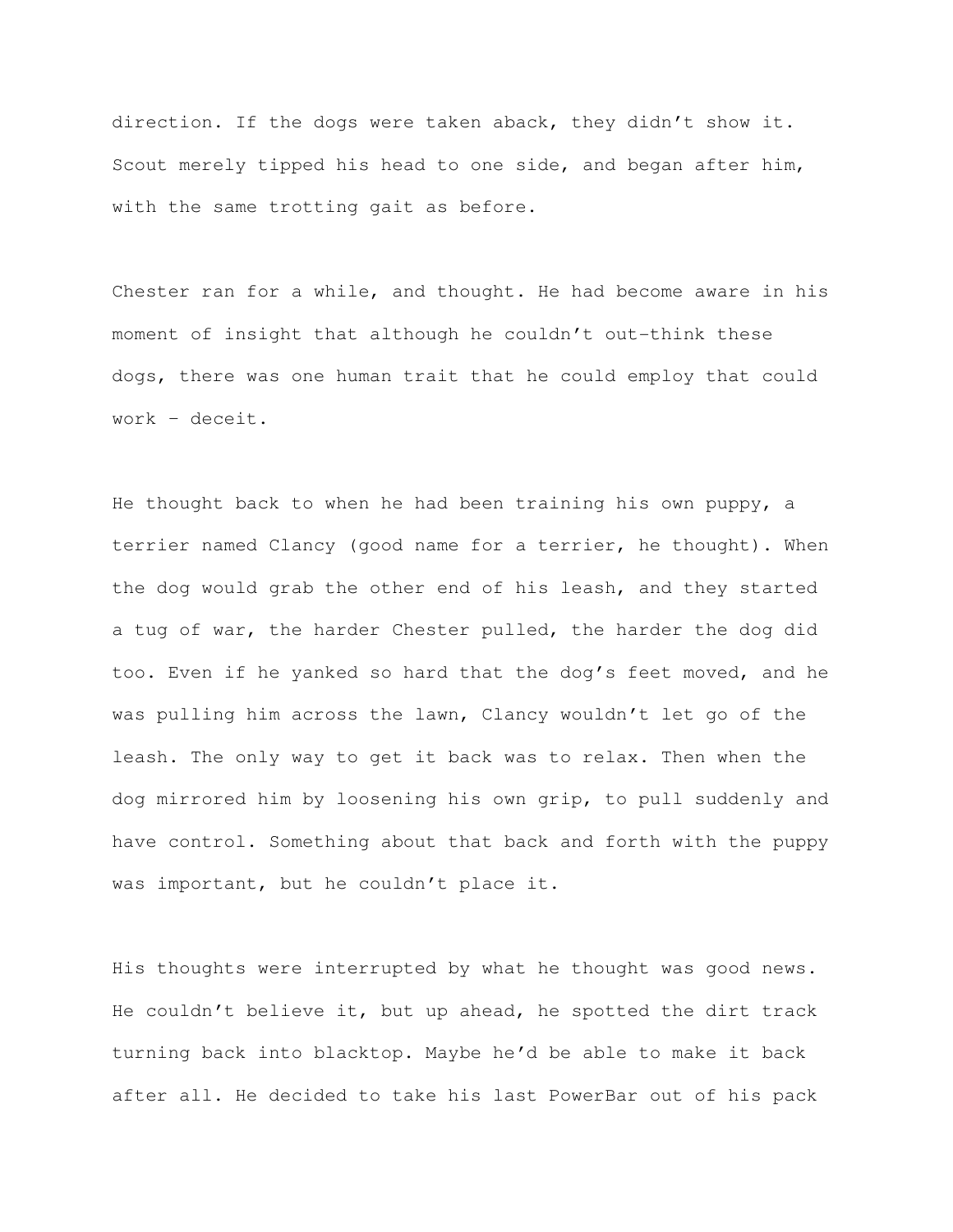direction. If the dogs were taken aback, they didn't show it. Scout merely tipped his head to one side, and began after him, with the same trotting gait as before.

Chester ran for a while, and thought. He had become aware in his moment of insight that although he couldn't out-think these dogs, there was one human trait that he could employ that could work – deceit.

He thought back to when he had been training his own puppy, a terrier named Clancy (good name for a terrier, he thought). When the dog would grab the other end of his leash, and they started a tug of war, the harder Chester pulled, the harder the dog did too. Even if he yanked so hard that the dog's feet moved, and he was pulling him across the lawn, Clancy wouldn't let go of the leash. The only way to get it back was to relax. Then when the dog mirrored him by loosening his own grip, to pull suddenly and have control. Something about that back and forth with the puppy was important, but he couldn't place it.

His thoughts were interrupted by what he thought was good news. He couldn't believe it, but up ahead, he spotted the dirt track turning back into blacktop. Maybe he'd be able to make it back after all. He decided to take his last PowerBar out of his pack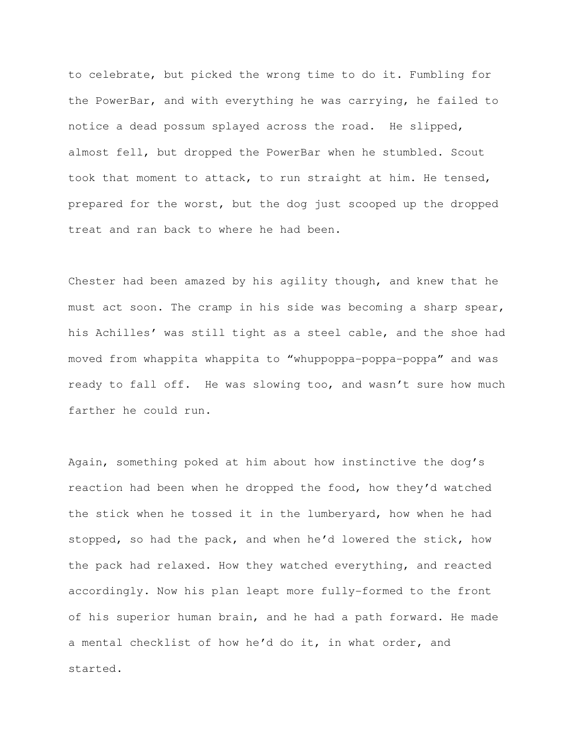to celebrate, but picked the wrong time to do it. Fumbling for the PowerBar, and with everything he was carrying, he failed to notice a dead possum splayed across the road. He slipped, almost fell, but dropped the PowerBar when he stumbled. Scout took that moment to attack, to run straight at him. He tensed, prepared for the worst, but the dog just scooped up the dropped treat and ran back to where he had been.

Chester had been amazed by his agility though, and knew that he must act soon. The cramp in his side was becoming a sharp spear, his Achilles' was still tight as a steel cable, and the shoe had moved from whappita whappita to "whuppoppa-poppa-poppa" and was ready to fall off. He was slowing too, and wasn't sure how much farther he could run.

Again, something poked at him about how instinctive the dog's reaction had been when he dropped the food, how they'd watched the stick when he tossed it in the lumberyard, how when he had stopped, so had the pack, and when he'd lowered the stick, how the pack had relaxed. How they watched everything, and reacted accordingly. Now his plan leapt more fully-formed to the front of his superior human brain, and he had a path forward. He made a mental checklist of how he'd do it, in what order, and started.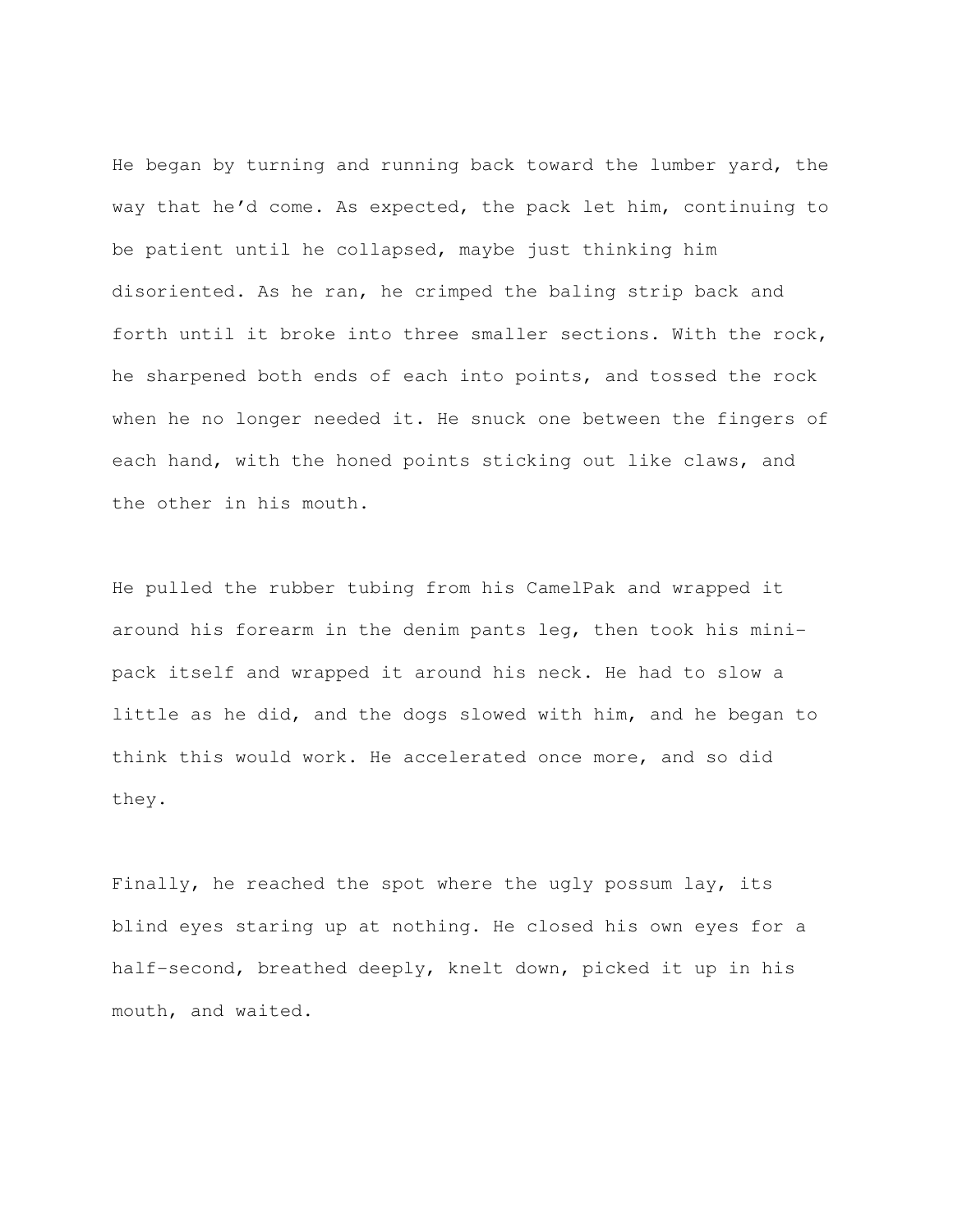He began by turning and running back toward the lumber yard, the way that he'd come. As expected, the pack let him, continuing to be patient until he collapsed, maybe just thinking him disoriented. As he ran, he crimped the baling strip back and forth until it broke into three smaller sections. With the rock, he sharpened both ends of each into points, and tossed the rock when he no longer needed it. He snuck one between the fingers of each hand, with the honed points sticking out like claws, and the other in his mouth.

He pulled the rubber tubing from his CamelPak and wrapped it around his forearm in the denim pants leg, then took his mini-pack itself and wrapped it around his neck. He had to slow a little as he did, and the dogs slowed with him, and he began to think this would work. He accelerated once more, and so did they.

Finally, he reached the spot where the ugly possum lay, its blind eyes staring up at nothing. He closed his own eyes for a half-second, breathed deeply, knelt down, picked it up in his mouth, and waited.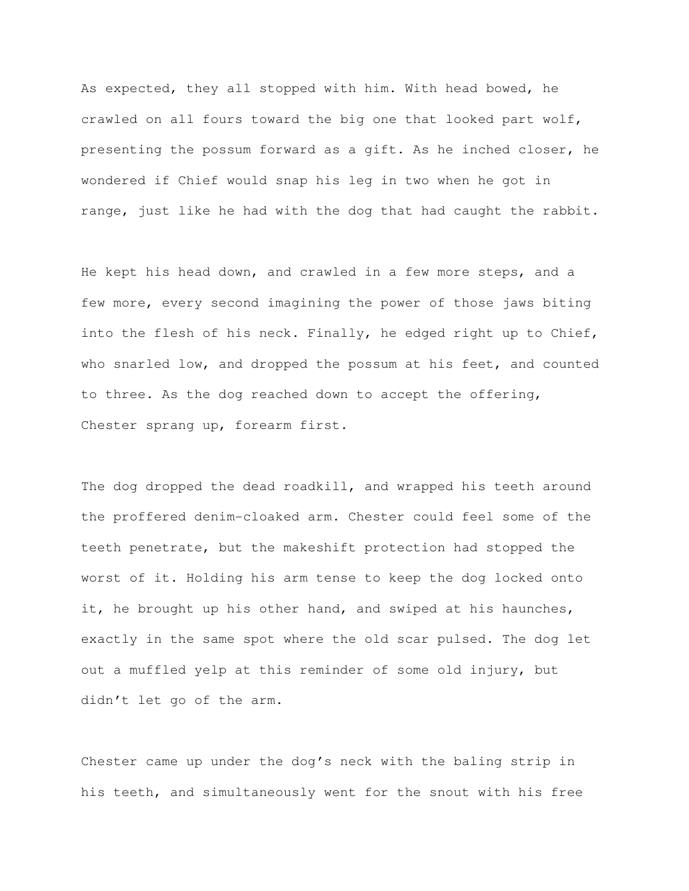As expected, they all stopped with him. With head bowed, he crawled on all fours toward the big one that looked part wolf, presenting the possum forward as a gift. As he inched closer, he wondered if Chief would snap his leg in two when he got in range, just like he had with the dog that had caught the rabbit.

He kept his head down, and crawled in a few more steps, and a few more, every second imagining the power of those jaws biting into the flesh of his neck. Finally, he edged right up to Chief, who snarled low, and dropped the possum at his feet, and counted to three. As the dog reached down to accept the offering, Chester sprang up, forearm first.

The dog dropped the dead roadkill, and wrapped his teeth around the proffered denim-cloaked arm. Chester could feel some of the teeth penetrate, but the makeshift protection had stopped the worst of it. Holding his arm tense to keep the dog locked onto it, he brought up his other hand, and swiped at his haunches, exactly in the same spot where the old scar pulsed. The dog let out a muffled yelp at this reminder of some old injury, but didn't let go of the arm.

Chester came up under the dog's neck with the baling strip in his teeth, and simultaneously went for the snout with his free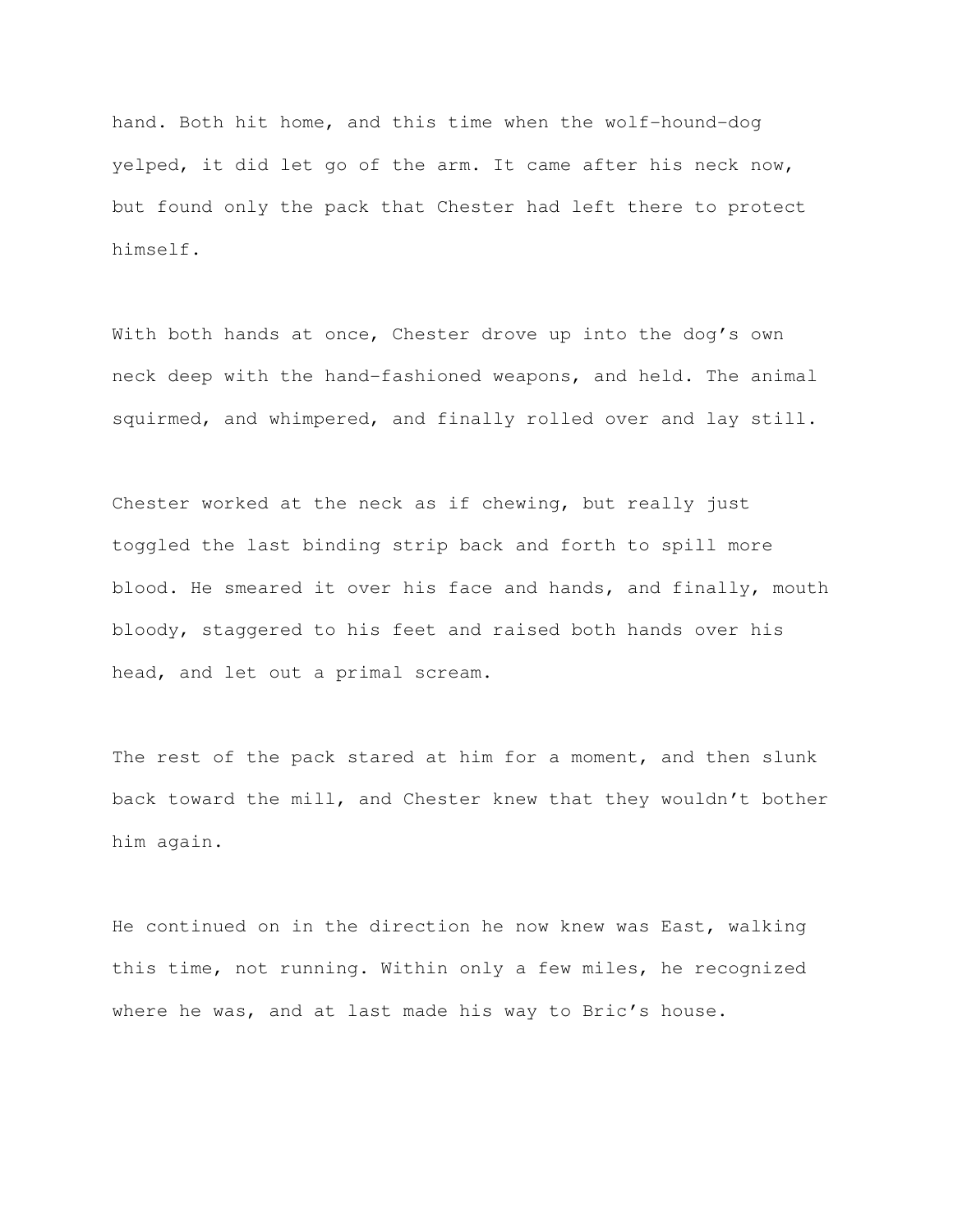hand. Both hit home, and this time when the wolf-hound-dog yelped, it did let go of the arm. It came after his neck now, but found only the pack that Chester had left there to protect himself.

With both hands at once, Chester drove up into the dog's own neck deep with the hand-fashioned weapons, and held. The animal squirmed, and whimpered, and finally rolled over and lay still.

Chester worked at the neck as if chewing, but really just toggled the last binding strip back and forth to spill more blood. He smeared it over his face and hands, and finally, mouth bloody, staggered to his feet and raised both hands over his head, and let out a primal scream.

The rest of the pack stared at him for a moment, and then slunk back toward the mill, and Chester knew that they wouldn't bother him again.

He continued on in the direction he now knew was East, walking this time, not running. Within only a few miles, he recognized where he was, and at last made his way to Bric's house.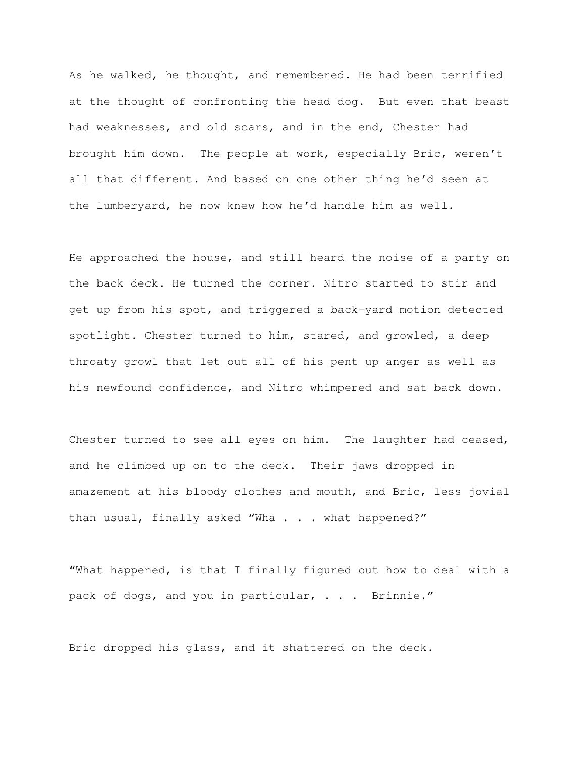As he walked, he thought, and remembered. He had been terrified at the thought of confronting the head dog.  But even that beast had weaknesses, and old scars, and in the end, Chester had brought him down.  The people at work, especially Bric, weren't all that different. And based on one other thing he'd seen at the lumberyard, he now knew how he'd handle him as well.

He approached the house, and still heard the noise of a party on the back deck. He turned the corner. Nitro started to stir and get up from his spot, and triggered a back-yard motion detected spotlight. Chester turned to him, stared, and growled, a deep throaty growl that let out all of his pent up anger as well as his newfound confidence, and Nitro whimpered and sat back down.

Chester turned to see all eyes on him.  The laughter had ceased, and he climbed up on to the deck.  Their jaws dropped in amazement at his bloody clothes and mouth, and Bric, less jovial than usual, finally asked "Wha . . . what happened?"

"What happened, is that I finally figured out how to deal with a pack of dogs, and you in particular, . . .  Brinnie."

Bric dropped his glass, and it shattered on the deck.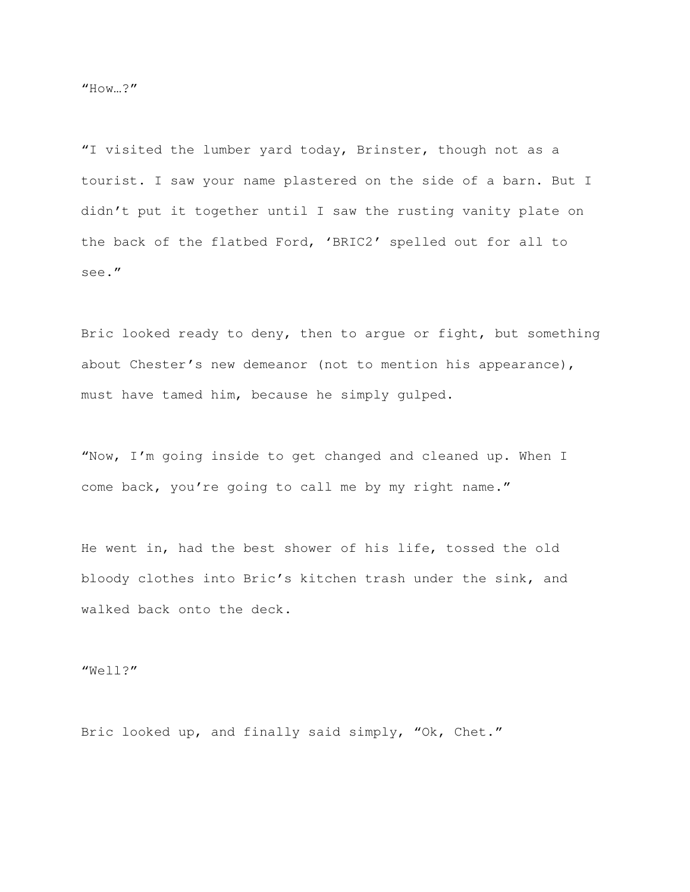"How…?"

"I visited the lumber yard today, Brinster, though not as a tourist. I saw your name plastered on the side of a barn. But I didn't put it together until I saw the rusting vanity plate on the back of the flatbed Ford, 'BRIC2' spelled out for all to see."

Bric looked ready to deny, then to argue or fight, but something about Chester's new demeanor (not to mention his appearance), must have tamed him, because he simply gulped.

"Now, I'm going inside to get changed and cleaned up. When I come back, you're going to call me by my right name."

He went in, had the best shower of his life, tossed the old bloody clothes into Bric's kitchen trash under the sink, and walked back onto the deck.

"Well?"

Bric looked up, and finally said simply, "Ok, Chet."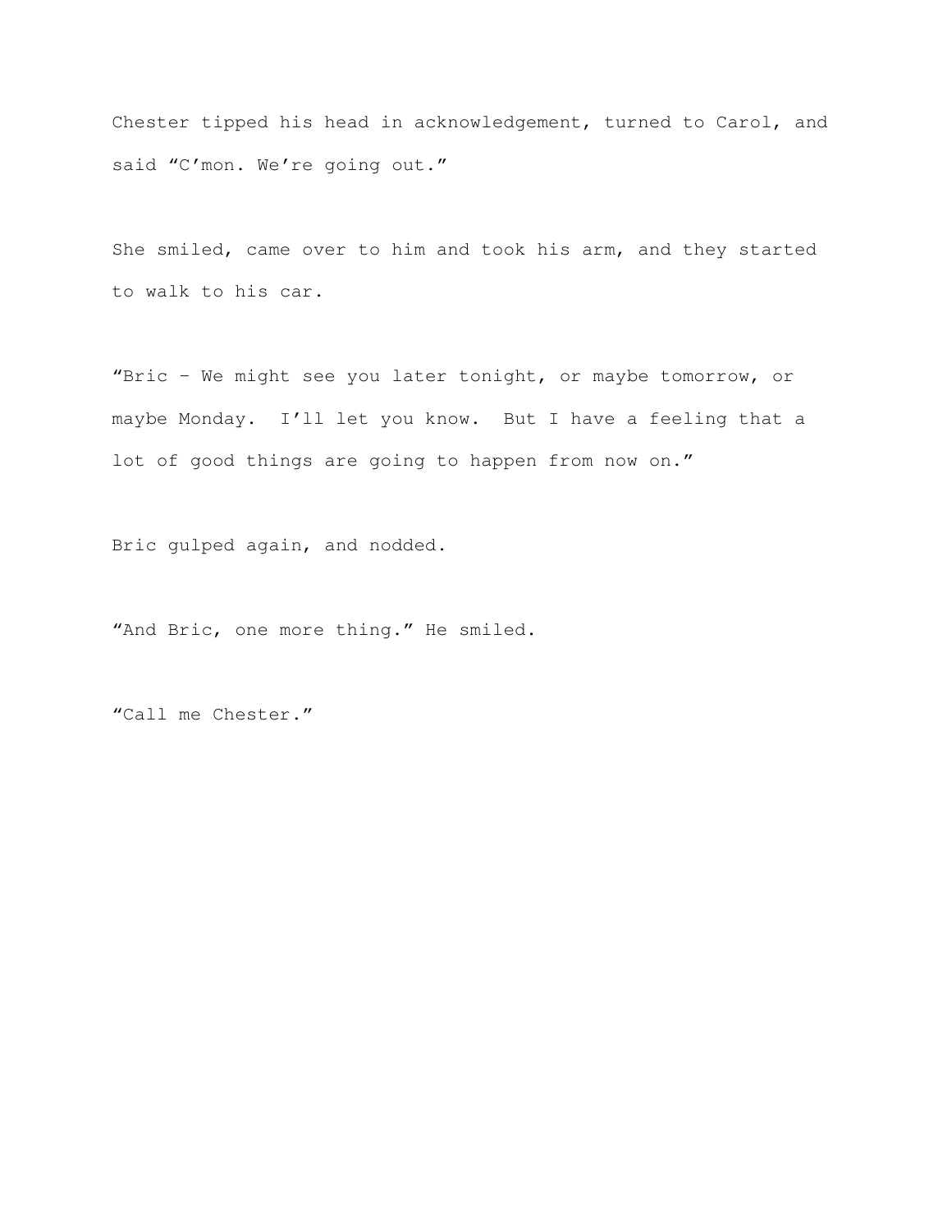Chester tipped his head in acknowledgement, turned to Carol, and said “C’mon. We’re going out.”

She smiled, came over to him and took his arm, and they started to walk to his car.

“Bric – We might see you later tonight, or maybe tomorrow, or maybe Monday.  I’ll let you know.  But I have a feeling that a lot of good things are going to happen from now on.”

Bric gulped again, and nodded.

“And Bric, one more thing.” He smiled.

“Call me Chester.”